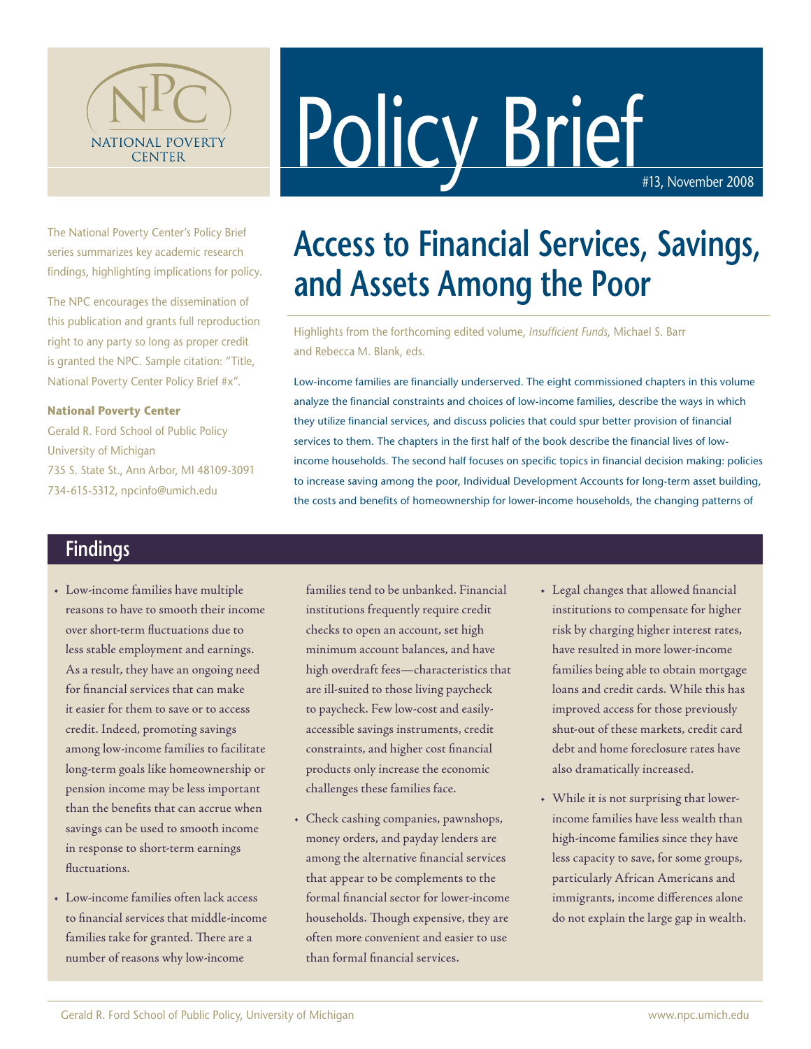NATIONAL POVERTY CENTER

# Policy Brief

#13, November 2008

The National Poverty Center's Policy Brief series summarizes key academic research findings, highlighting implications for policy.

The NPC encourages the dissemination of this publication and grants full reproduction right to any party so long as proper credit is granted the NPC. Sample citation: "Title, National Poverty Center Policy Brief #x".

**National Poverty Center**
Gerald R. Ford School of Public Policy
University of Michigan
735 S. State St., Ann Arbor, MI 48109-3091
734-615-5312, npcinfo@umich.edu

## Access to Financial Services, Savings, and Assets Among the Poor

Highlights from the forthcoming edited volume, *Insufficient Funds*, Michael S. Barr and Rebecca M. Blank, eds.

Low-income families are financially underserved. The eight commissioned chapters in this volume analyze the financial constraints and choices of low-income families, describe the ways in which they utilize financial services, and discuss policies that could spur better provision of financial services to them. The chapters in the first half of the book describe the financial lives of low-income households. The second half focuses on specific topics in financial decision making: policies to increase saving among the poor, Individual Development Accounts for long-term asset building, the costs and benefits of homeownership for lower-income households, the changing patterns of

## Findings

- Low-income families have multiple reasons to have to smooth their income over short-term fluctuations due to less stable employment and earnings. As a result, they have an ongoing need for financial services that can make it easier for them to save or to access credit. Indeed, promoting savings among low-income families to facilitate long-term goals like homeownership or pension income may be less important than the benefits that can accrue when savings can be used to smooth income in response to short-term earnings fluctuations.
- Low-income families often lack access to financial services that middle-income families take for granted. There are a number of reasons why low-income families tend to be unbanked. Financial institutions frequently require credit checks to open an account, set high minimum account balances, and have high overdraft fees—characteristics that are ill-suited to those living paycheck to paycheck. Few low-cost and easily-accessible savings instruments, credit constraints, and higher cost financial products only increase the economic challenges these families face.
- Check cashing companies, pawnshops, money orders, and payday lenders are among the alternative financial services that appear to be complements to the formal financial sector for lower-income households. Though expensive, they are often more convenient and easier to use than formal financial services.
- Legal changes that allowed financial institutions to compensate for higher risk by charging higher interest rates, have resulted in more lower-income families being able to obtain mortgage loans and credit cards. While this has improved access for those previously shut-out of these markets, credit card debt and home foreclosure rates have also dramatically increased.
- While it is not surprising that lower-income families have less wealth than high-income families since they have less capacity to save, for some groups, particularly African Americans and immigrants, income differences alone do not explain the large gap in wealth.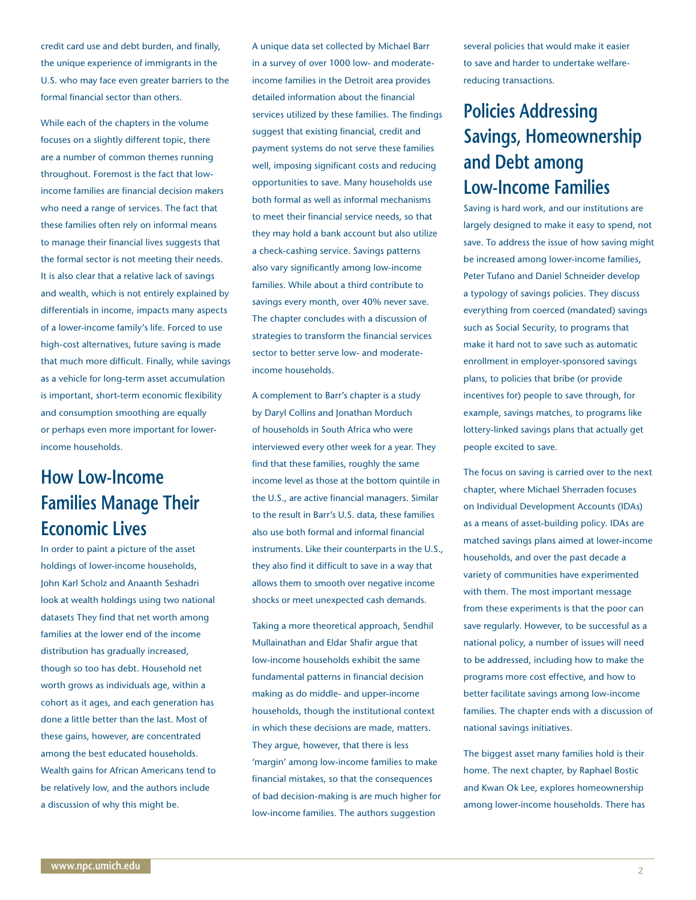credit card use and debt burden, and finally, the unique experience of immigrants in the U.S. who may face even greater barriers to the formal financial sector than others.

While each of the chapters in the volume focuses on a slightly different topic, there are a number of common themes running throughout. Foremost is the fact that low-income families are financial decision makers who need a range of services. The fact that these families often rely on informal means to manage their financial lives suggests that the formal sector is not meeting their needs. It is also clear that a relative lack of savings and wealth, which is not entirely explained by differentials in income, impacts many aspects of a lower-income family's life. Forced to use high-cost alternatives, future saving is made that much more difficult. Finally, while savings as a vehicle for long-term asset accumulation is important, short-term economic flexibility and consumption smoothing are equally or perhaps even more important for lower-income households.

## How Low-Income Families Manage Their Economic Lives

In order to paint a picture of the asset holdings of lower-income households, John Karl Scholz and Anaanth Seshadri look at wealth holdings using two national datasets They find that net worth among families at the lower end of the income distribution has gradually increased, though so too has debt. Household net worth grows as individuals age, within a cohort as it ages, and each generation has done a little better than the last. Most of these gains, however, are concentrated among the best educated households. Wealth gains for African Americans tend to be relatively low, and the authors include a discussion of why this might be.

A unique data set collected by Michael Barr in a survey of over 1000 low- and moderate-income families in the Detroit area provides detailed information about the financial services utilized by these families. The findings suggest that existing financial, credit and payment systems do not serve these families well, imposing significant costs and reducing opportunities to save. Many households use both formal as well as informal mechanisms to meet their financial service needs, so that they may hold a bank account but also utilize a check-cashing service. Savings patterns also vary significantly among low-income families. While about a third contribute to savings every month, over 40% never save. The chapter concludes with a discussion of strategies to transform the financial services sector to better serve low- and moderate-income households.

A complement to Barr's chapter is a study by Daryl Collins and Jonathan Morduch of households in South Africa who were interviewed every other week for a year. They find that these families, roughly the same income level as those at the bottom quintile in the U.S., are active financial managers. Similar to the result in Barr's U.S. data, these families also use both formal and informal financial instruments. Like their counterparts in the U.S., they also find it difficult to save in a way that allows them to smooth over negative income shocks or meet unexpected cash demands.

Taking a more theoretical approach, Sendhil Mullainathan and Eldar Shafir argue that low-income households exhibit the same fundamental patterns in financial decision making as do middle- and upper-income households, though the institutional context in which these decisions are made, matters. They argue, however, that there is less 'margin' among low-income families to make financial mistakes, so that the consequences of bad decision-making is are much higher for low-income families. The authors suggestion several policies that would make it easier to save and harder to undertake welfare-reducing transactions.

## Policies Addressing Savings, Homeownership and Debt among Low-Income Families

Saving is hard work, and our institutions are largely designed to make it easy to spend, not save. To address the issue of how saving might be increased among lower-income families, Peter Tufano and Daniel Schneider develop a typology of savings policies. They discuss everything from coerced (mandated) savings such as Social Security, to programs that make it hard not to save such as automatic enrollment in employer-sponsored savings plans, to policies that bribe (or provide incentives for) people to save through, for example, savings matches, to programs like lottery-linked savings plans that actually get people excited to save.

The focus on saving is carried over to the next chapter, where Michael Sherraden focuses on Individual Development Accounts (IDAs) as a means of asset-building policy. IDAs are matched savings plans aimed at lower-income households, and over the past decade a variety of communities have experimented with them. The most important message from these experiments is that the poor can save regularly. However, to be successful as a national policy, a number of issues will need to be addressed, including how to make the programs more cost effective, and how to better facilitate savings among low-income families. The chapter ends with a discussion of national savings initiatives.

The biggest asset many families hold is their home. The next chapter, by Raphael Bostic and Kwan Ok Lee, explores homeownership among lower-income households. There has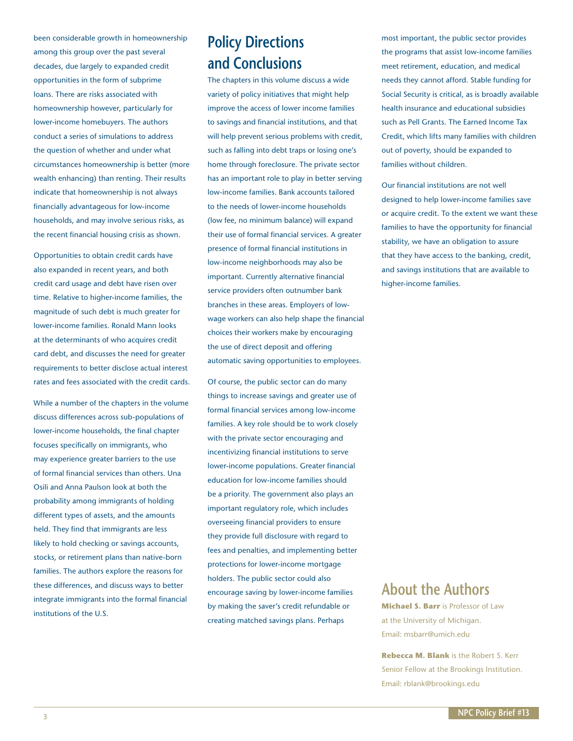been considerable growth in homeownership among this group over the past several decades, due largely to expanded credit opportunities in the form of subprime loans. There are risks associated with homeownership however, particularly for lower-income homebuyers. The authors conduct a series of simulations to address the question of whether and under what circumstances homeownership is better (more wealth enhancing) than renting. Their results indicate that homeownership is not always financially advantageous for low-income households, and may involve serious risks, as the recent financial housing crisis as shown.

Opportunities to obtain credit cards have also expanded in recent years, and both credit card usage and debt have risen over time. Relative to higher-income families, the magnitude of such debt is much greater for lower-income families. Ronald Mann looks at the determinants of who acquires credit card debt, and discusses the need for greater requirements to better disclose actual interest rates and fees associated with the credit cards.

While a number of the chapters in the volume discuss differences across sub-populations of lower-income households, the final chapter focuses specifically on immigrants, who may experience greater barriers to the use of formal financial services than others. Una Osili and Anna Paulson look at both the probability among immigrants of holding different types of assets, and the amounts held. They find that immigrants are less likely to hold checking or savings accounts, stocks, or retirement plans than native-born families. The authors explore the reasons for these differences, and discuss ways to better integrate immigrants into the formal financial institutions of the U.S.

## Policy Directions and Conclusions

The chapters in this volume discuss a wide variety of policy initiatives that might help improve the access of lower income families to savings and financial institutions, and that will help prevent serious problems with credit, such as falling into debt traps or losing one's home through foreclosure. The private sector has an important role to play in better serving low-income families. Bank accounts tailored to the needs of lower-income households (low fee, no minimum balance) will expand their use of formal financial services. A greater presence of formal financial institutions in low-income neighborhoods may also be important. Currently alternative financial service providers often outnumber bank branches in these areas. Employers of low-wage workers can also help shape the financial choices their workers make by encouraging the use of direct deposit and offering automatic saving opportunities to employees.

Of course, the public sector can do many things to increase savings and greater use of formal financial services among low-income families. A key role should be to work closely with the private sector encouraging and incentivizing financial institutions to serve lower-income populations. Greater financial education for low-income families should be a priority. The government also plays an important regulatory role, which includes overseeing financial providers to ensure they provide full disclosure with regard to fees and penalties, and implementing better protections for lower-income mortgage holders. The public sector could also encourage saving by lower-income families by making the saver's credit refundable or creating matched savings plans. Perhaps most important, the public sector provides the programs that assist low-income families meet retirement, education, and medical needs they cannot afford. Stable funding for Social Security is critical, as is broadly available health insurance and educational subsidies such as Pell Grants. The Earned Income Tax Credit, which lifts many families with children out of poverty, should be expanded to families without children.

Our financial institutions are not well designed to help lower-income families save or acquire credit. To the extent we want these families to have the opportunity for financial stability, we have an obligation to assure that they have access to the banking, credit, and savings institutions that are available to higher-income families.

## About the Authors

**Michael S. Barr** is Professor of Law at the University of Michigan. Email: msbarr@umich.edu

**Rebecca M. Blank** is the Robert S. Kerr Senior Fellow at the Brookings Institution. Email: rblank@brookings.edu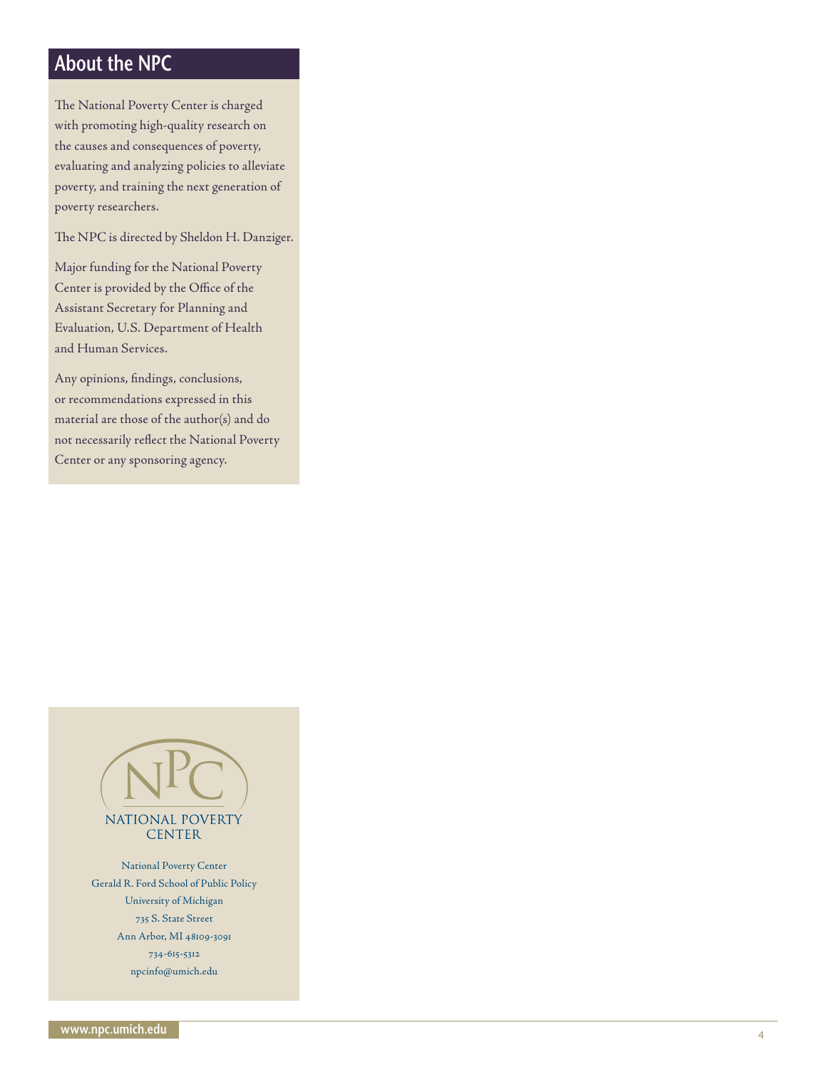## About the NPC

The National Poverty Center is charged with promoting high-quality research on the causes and consequences of poverty, evaluating and analyzing policies to alleviate poverty, and training the next generation of poverty researchers.

The NPC is directed by Sheldon H. Danziger.

Major funding for the National Poverty Center is provided by the Office of the Assistant Secretary for Planning and Evaluation, U.S. Department of Health and Human Services.

Any opinions, findings, conclusions, or recommendations expressed in this material are those of the author(s) and do not necessarily reflect the National Poverty Center or any sponsoring agency.

NPC
NATIONAL POVERTY CENTER

National Poverty Center
Gerald R. Ford School of Public Policy
University of Michigan
735 S. State Street
Ann Arbor, MI 48109-3091
734-615-5312
npcinfo@umich.edu

www.npc.umich.edu